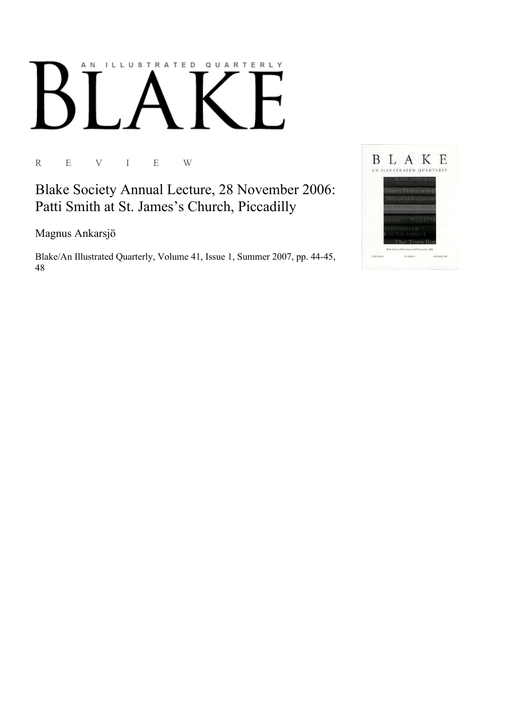AN ILLUSTRATED QUARTERLY

# BLAKE

R E V I E W

## Blake Society Annual Lecture, 28 November 2006: Patti Smith at St. James's Church, Piccadilly

Magnus Ankarsjö

Blake/An Illustrated Quarterly, Volume 41, Issue 1, Summer 2007, pp. 44-45, 48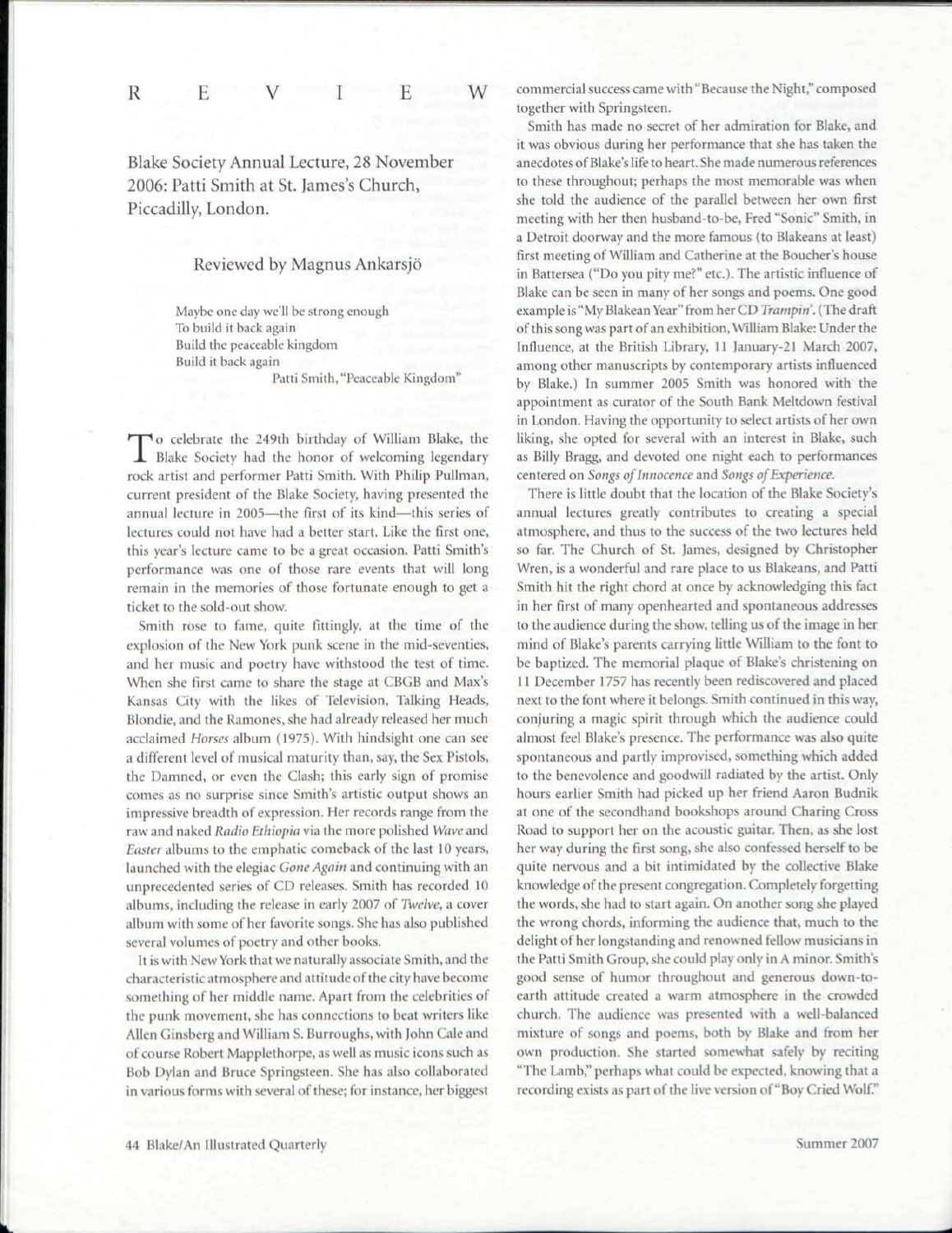# R E V I E W

## Blake Society Annual Lecture, 28 November 2006: Patti Smith at St. James's Church, Piccadilly, London.

### Reviewed by Magnus Ankarsjö

> Maybe one day we'll be strong enough
> To build it back again
> Build the peaceable kingdom
> Build it back again
>
> Patti Smith, "Peaceable Kingdom"

To celebrate the 249th birthday of William Blake, the Blake Society had the honor of welcoming legendary rock artist and performer Patti Smith. With Philip Pullman, current president of the Blake Society, having presented the annual lecture in 2005—the first of its kind—this series of lectures could not have had a better start. Like the first one, this year's lecture came to be a great occasion. Patti Smith's performance was one of those rare events that will long remain in the memories of those fortunate enough to get a ticket to the sold-out show.

Smith rose to fame, quite fittingly, at the time of the explosion of the New York punk scene in the mid-seventies, and her music and poetry have withstood the test of time. When she first came to share the stage at CBGB and Max's Kansas City with the likes of Television, Talking Heads, Blondie, and the Ramones, she had already released her much acclaimed *Horses* album (1975). With hindsight one can see a different level of musical maturity than, say, the Sex Pistols, the Damned, or even the Clash; this early sign of promise comes as no surprise since Smith's artistic output shows an impressive breadth of expression. Her records range from the raw and naked *Radio Ethiopia* via the more polished *Wave* and *Easter* albums to the emphatic comeback of the last 10 years, launched with the elegiac *Gone Again* and continuing with an unprecedented series of CD releases. Smith has recorded 10 albums, including the release in early 2007 of *Twelve*, a cover album with some of her favorite songs. She has also published several volumes of poetry and other books.

It is with New York that we naturally associate Smith, and the characteristic atmosphere and attitude of the city have become something of her middle name. Apart from the celebrities of the punk movement, she has connections to beat writers like Allen Ginsberg and William S. Burroughs, with John Cale and of course Robert Mapplethorpe, as well as music icons such as Bob Dylan and Bruce Springsteen. She has also collaborated in various forms with several of these; for instance, her biggest commercial success came with "Because the Night," composed together with Springsteen.

Smith has made no secret of her admiration for Blake, and it was obvious during her performance that she has taken the anecdotes of Blake's life to heart. She made numerous references to these throughout; perhaps the most memorable was when she told the audience of the parallel between her own first meeting with her then husband-to-be, Fred "Sonic" Smith, in a Detroit doorway and the more famous (to Blakeans at least) first meeting of William and Catherine at the Boucher's house in Battersea ("Do you pity me?" etc.). The artistic influence of Blake can be seen in many of her songs and poems. One good example is "My Blakean Year" from her CD *Trampin'*. (The draft of this song was part of an exhibition, William Blake: Under the Influence, at the British Library, 11 January-21 March 2007, among other manuscripts by contemporary artists influenced by Blake.) In summer 2005 Smith was honored with the appointment as curator of the South Bank Meltdown festival in London. Having the opportunity to select artists of her own liking, she opted for several with an interest in Blake, such as Billy Bragg, and devoted one night each to performances centered on *Songs of Innocence* and *Songs of Experience*.

There is little doubt that the location of the Blake Society's annual lectures greatly contributes to creating a special atmosphere, and thus to the success of the two lectures held so far. The Church of St. James, designed by Christopher Wren, is a wonderful and rare place to us Blakeans, and Patti Smith hit the right chord at once by acknowledging this fact in her first of many openhearted and spontaneous addresses to the audience during the show, telling us of the image in her mind of Blake's parents carrying little William to the font to be baptized. The memorial plaque of Blake's christening on 11 December 1757 has recently been rediscovered and placed next to the font where it belongs. Smith continued in this way, conjuring a magic spirit through which the audience could almost feel Blake's presence. The performance was also quite spontaneous and partly improvised, something which added to the benevolence and goodwill radiated by the artist. Only hours earlier Smith had picked up her friend Aaron Budnik at one of the secondhand bookshops around Charing Cross Road to support her on the acoustic guitar. Then, as she lost her way during the first song, she also confessed herself to be quite nervous and a bit intimidated by the collective Blake knowledge of the present congregation. Completely forgetting the words, she had to start again. On another song she played the wrong chords, informing the audience that, much to the delight of her longstanding and renowned fellow musicians in the Patti Smith Group, she could play only in A minor. Smith's good sense of humor throughout and generous down-to-earth attitude created a warm atmosphere in the crowded church. The audience was presented with a well-balanced mixture of songs and poems, both by Blake and from her own production. She started somewhat safely by reciting "The Lamb," perhaps what could be expected, knowing that a recording exists as part of the live version of "Boy Cried Wolf."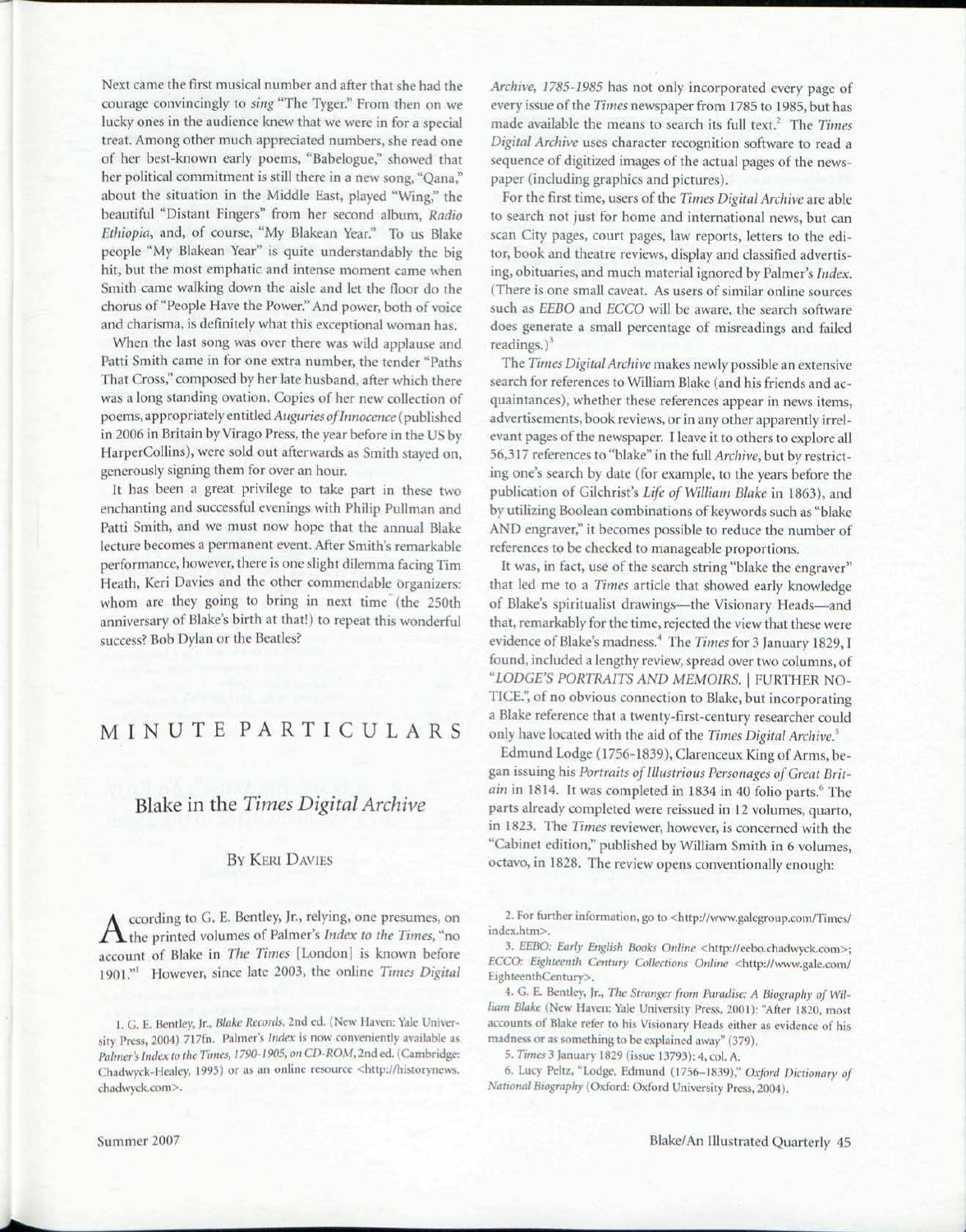Next came the first musical number and after that she had the courage convincingly to *sing* "The Tyger." From then on we lucky ones in the audience knew that we were in for a special treat. Among other much appreciated numbers, she read one of her best-known early poems, "Babelogue," showed that her political commitment is still there in a new song, "Qana," about the situation in the Middle East, played "Wing," the beautiful "Distant Fingers" from her second album, *Radio Ethiopia*, and, of course, "My Blakean Year." To us Blake people "My Blakean Year" is quite understandably the big hit, but the most emphatic and intense moment came when Smith came walking down the aisle and let the floor do the chorus of "People Have the Power." And power, both of voice and charisma, is definitely what this exceptional woman has.

When the last song was over there was wild applause and Patti Smith came in for one extra number, the tender "Paths That Cross," composed by her late husband, after which there was a long standing ovation. Copies of her new collection of poems, appropriately entitled *Auguries of Innocence* (published in 2006 in Britain by Virago Press, the year before in the US by HarperCollins), were sold out afterwards as Smith stayed on, generously signing them for over an hour.

It has been a great privilege to take part in these two enchanting and successful evenings with Philip Pullman and Patti Smith, and we must now hope that the annual Blake lecture becomes a permanent event. After Smith's remarkable performance, however, there is one slight dilemma facing Tim Heath, Keri Davies and the other commendable organizers: whom are they going to bring in next time (the 250th anniversary of Blake's birth at that!) to repeat this wonderful success? Bob Dylan or the Beatles?

# MINUTE PARTICULARS

## Blake in the *Times Digital Archive*

By Keri Davies

According to G. E. Bentley, Jr., relying, one presumes, on the printed volumes of Palmer's *Index to the Times*, "no account of Blake in *The Times* [London] is known before 1901."[1] However, since late 2003, the online *Times Digital Archive, 1785-1985* has not only incorporated every page of every issue of the *Times* newspaper from 1785 to 1985, but has made available the means to search its full text.[2] The *Times Digital Archive* uses character recognition software to read a sequence of digitized images of the actual pages of the newspaper (including graphics and pictures).

For the first time, users of the *Times Digital Archive* are able to search not just for home and international news, but can scan City pages, court pages, law reports, letters to the editor, book and theatre reviews, display and classified advertising, obituaries, and much material ignored by Palmer's *Index*. (There is one small caveat. As users of similar online sources such as *EEBO* and *ECCO* will be aware, the search software does generate a small percentage of misreadings and failed readings.)[3]

The *Times Digital Archive* makes newly possible an extensive search for references to William Blake (and his friends and acquaintances), whether these references appear in news items, advertisements, book reviews, or in any other apparently irrelevant pages of the newspaper. I leave it to others to explore all 56,317 references to "blake" in the full *Archive*, but by restricting one's search by date (for example, to the years before the publication of Gilchrist's *Life of William Blake* in 1863), and by utilizing Boolean combinations of keywords such as "blake AND engraver," it becomes possible to reduce the number of references to be checked to manageable proportions.

It was, in fact, use of the search string "blake the engraver" that led me to a *Times* article that showed early knowledge of Blake's spiritualist drawings—the Visionary Heads—and that, remarkably for the time, rejected the view that these were evidence of Blake's madness.[4] The *Times* for 3 January 1829, I found, included a lengthy review, spread over two columns, of "*LODGE'S PORTRAITS AND MEMOIRS.* | FURTHER NOTICE.", of no obvious connection to Blake, but incorporating a Blake reference that a twenty-first-century researcher could only have located with the aid of the *Times Digital Archive*.[5]

Edmund Lodge (1756-1839), Clarenceux King of Arms, began issuing his *Portraits of Illustrious Personages of Great Britain* in 1814. It was completed in 1834 in 40 folio parts.[6] The parts already completed were reissued in 12 volumes, quarto, in 1823. The *Times* reviewer, however, is concerned with the "Cabinet edition," published by William Smith in 6 volumes, octavo, in 1828. The review opens conventionally enough:

1. G. E. Bentley, Jr., *Blake Records*, 2nd ed. (New Haven: Yale University Press, 2004) 717fn. Palmer's *Index* is now conveniently available as *Palmer's Index to the Times, 1790-1905, on CD-ROM*, 2nd ed. (Cambridge: Chadwyck-Healey, 1995) or as an online resource <http://historynews.chadwyck.com>.

2. For further information, go to <http://www.galegroup.com/Times/index.htm>.

3. *EEBO: Early English Books Online* <http://eebo.chadwyck.com>; *ECCO: Eighteenth Century Collections Online* <http://www.gale.com/EighteenthCentury>.

4. G. E. Bentley, Jr., *The Stranger from Paradise: A Biography of William Blake* (New Haven: Yale University Press, 2001): "After 1820, most accounts of Blake refer to his Visionary Heads either as evidence of his madness or as something to be explained away" (379).

5. *Times* 3 January 1829 (issue 13793): 4, col. A.

6. Lucy Peltz, "Lodge, Edmund (1756-1839)," *Oxford Dictionary of National Biography* (Oxford: Oxford University Press, 2004).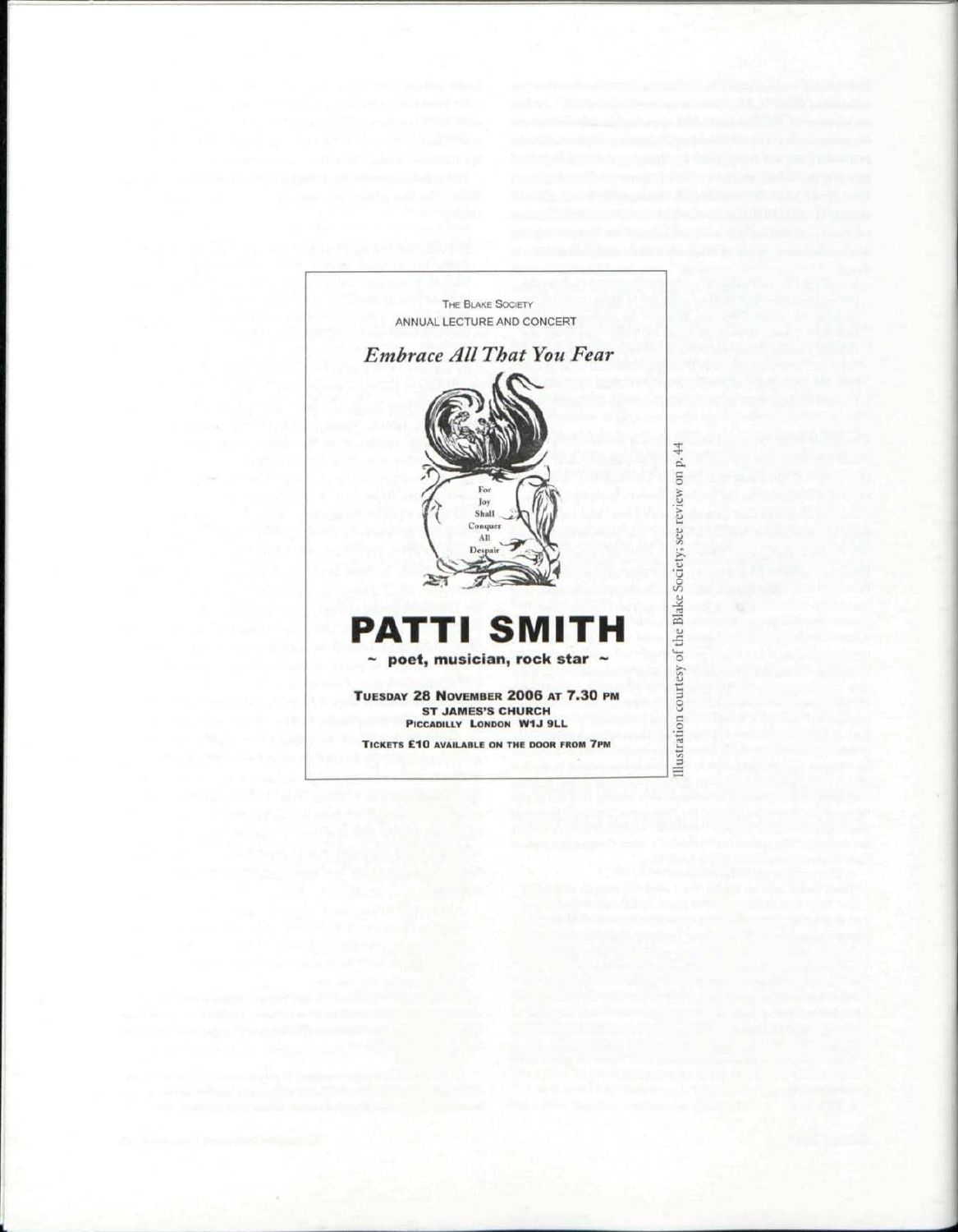THE BLAKE SOCIETY

ANNUAL LECTURE AND CONCERT

*Embrace All That You Fear*

For
Joy
Shall
Conquer
All
Despair

# PATTI SMITH

~ poet, musician, rock star ~

**TUESDAY 28 NOVEMBER 2006 AT 7.30 PM**

**ST JAMES'S CHURCH**

**PICCADILLY LONDON W1J 9LL**

**TICKETS £10 AVAILABLE ON THE DOOR FROM 7PM**

Illustration courtesy of the Blake Society; see review on p. 44